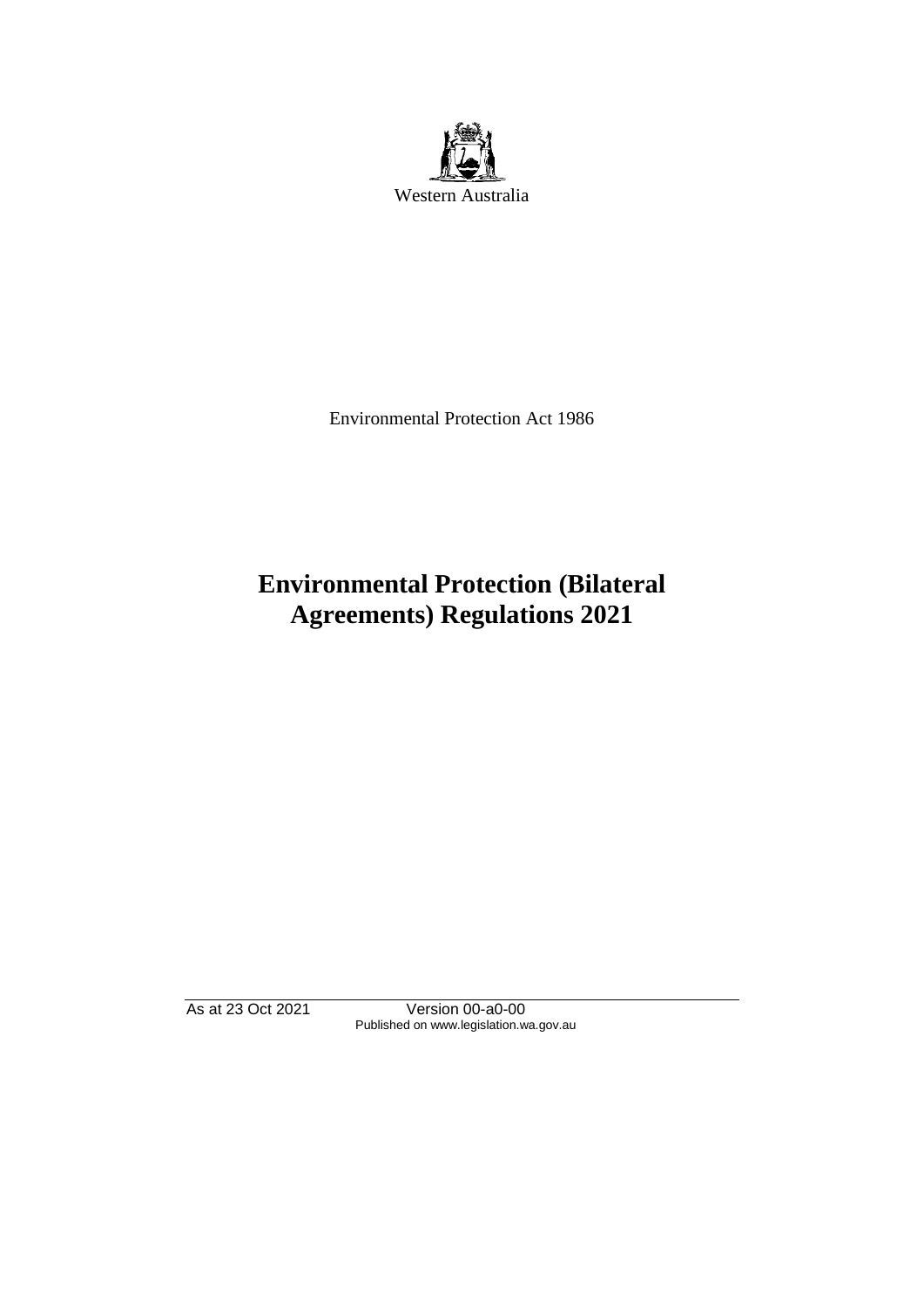Western Australia

Environmental Protection Act 1986

# Environmental Protection (Bilateral Agreements) Regulations 2021

As at 23 Oct 2021 Version 00-a0-00
Published on www.legislation.wa.gov.au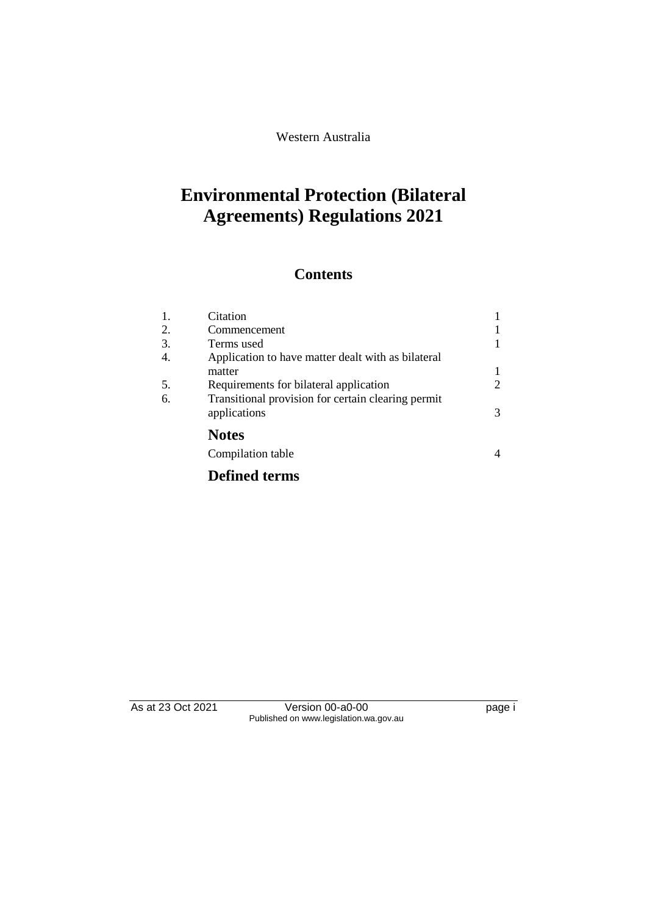Western Australia

# Environmental Protection (Bilateral Agreements) Regulations 2021

## Contents

| | | |
|---|---|---|
| 1. | Citation | 1 |
| 2. | Commencement | 1 |
| 3. | Terms used | 1 |
| 4. | Application to have matter dealt with as bilateral matter | 1 |
| 5. | Requirements for bilateral application | 2 |
| 6. | Transitional provision for certain clearing permit applications | 3 |

### Notes

| | |
|---|---|
| Compilation table | 4 |

### Defined terms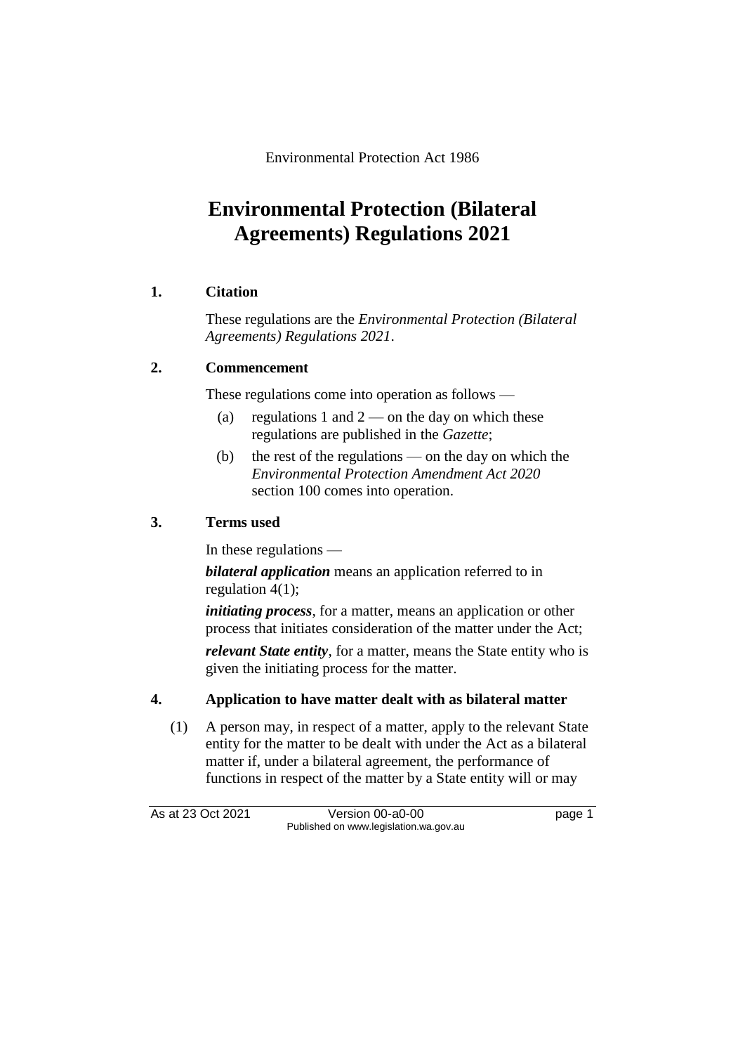Environmental Protection Act 1986

# Environmental Protection (Bilateral Agreements) Regulations 2021

## 1. Citation

These regulations are the *Environmental Protection (Bilateral Agreements) Regulations 2021*.

## 2. Commencement

These regulations come into operation as follows —

(a) regulations 1 and 2 — on the day on which these regulations are published in the *Gazette*;

(b) the rest of the regulations — on the day on which the *Environmental Protection Amendment Act 2020* section 100 comes into operation.

## 3. Terms used

In these regulations —

***bilateral application*** means an application referred to in regulation 4(1);

***initiating process***, for a matter, means an application or other process that initiates consideration of the matter under the Act;

***relevant State entity***, for a matter, means the State entity who is given the initiating process for the matter.

## 4. Application to have matter dealt with as bilateral matter

(1) A person may, in respect of a matter, apply to the relevant State entity for the matter to be dealt with under the Act as a bilateral matter if, under a bilateral agreement, the performance of functions in respect of the matter by a State entity will or may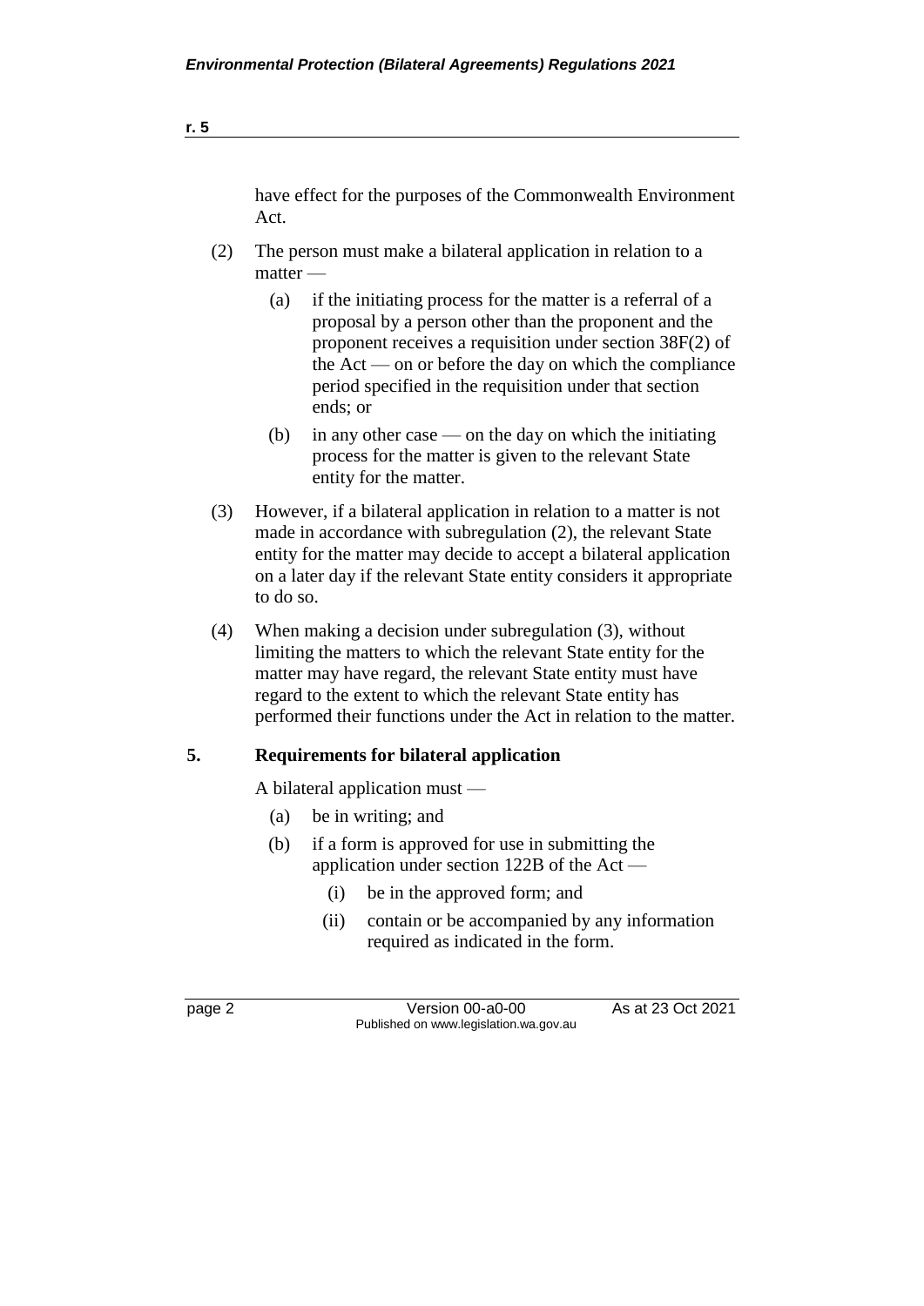have effect for the purposes of the Commonwealth Environment Act.

(2) The person must make a bilateral application in relation to a matter —

(a) if the initiating process for the matter is a referral of a proposal by a person other than the proponent and the proponent receives a requisition under section 38F(2) of the Act — on or before the day on which the compliance period specified in the requisition under that section ends; or

(b) in any other case — on the day on which the initiating process for the matter is given to the relevant State entity for the matter.

(3) However, if a bilateral application in relation to a matter is not made in accordance with subregulation (2), the relevant State entity for the matter may decide to accept a bilateral application on a later day if the relevant State entity considers it appropriate to do so.

(4) When making a decision under subregulation (3), without limiting the matters to which the relevant State entity for the matter may have regard, the relevant State entity must have regard to the extent to which the relevant State entity has performed their functions under the Act in relation to the matter.

## 5. Requirements for bilateral application

A bilateral application must —

(a) be in writing; and

(b) if a form is approved for use in submitting the application under section 122B of the Act —

(i) be in the approved form; and

(ii) contain or be accompanied by any information required as indicated in the form.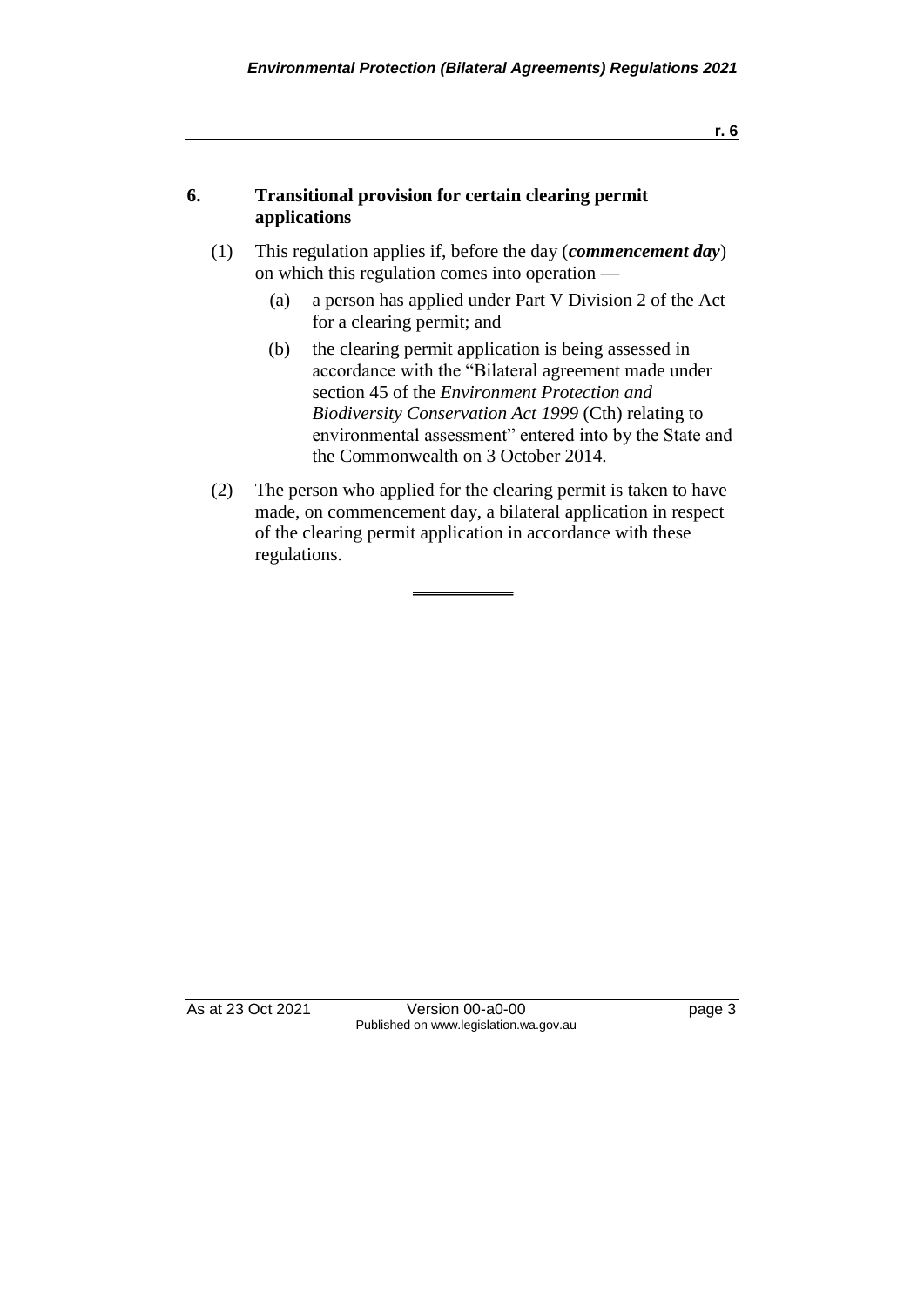## 6. Transitional provision for certain clearing permit applications

(1) This regulation applies if, before the day (***commencement day***) on which this regulation comes into operation —

(a) a person has applied under Part V Division 2 of the Act for a clearing permit; and

(b) the clearing permit application is being assessed in accordance with the "Bilateral agreement made under section 45 of the *Environment Protection and Biodiversity Conservation Act 1999* (Cth) relating to environmental assessment" entered into by the State and the Commonwealth on 3 October 2014.

(2) The person who applied for the clearing permit is taken to have made, on commencement day, a bilateral application in respect of the clearing permit application in accordance with these regulations.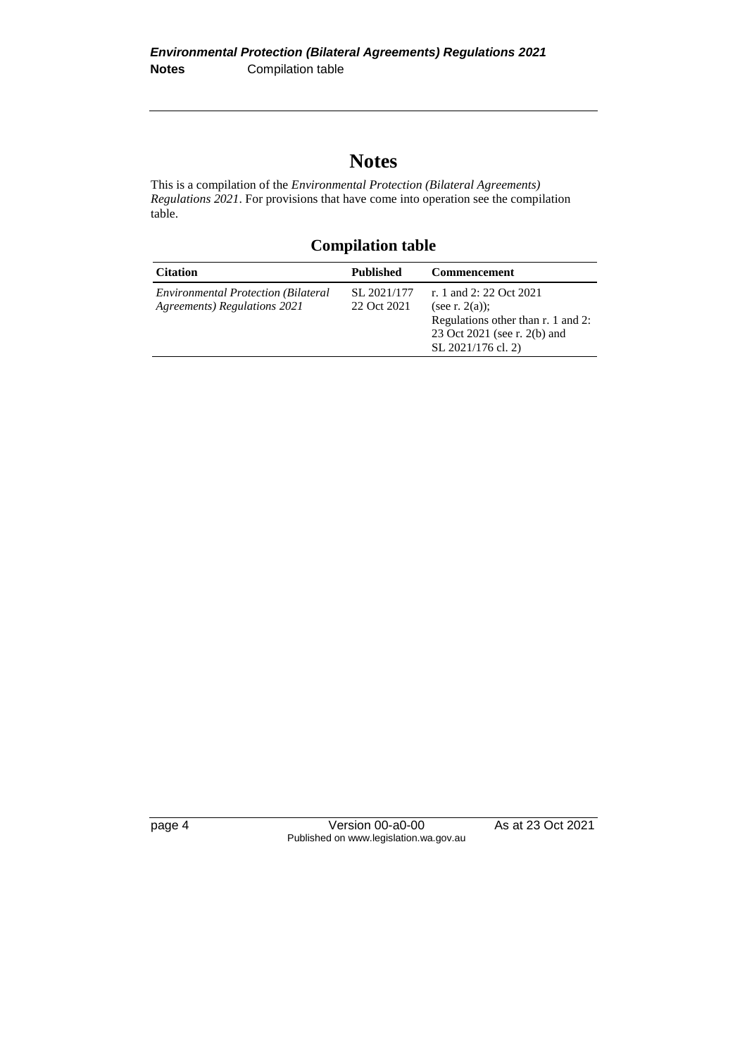# Notes

This is a compilation of the *Environmental Protection (Bilateral Agreements) Regulations 2021*. For provisions that have come into operation see the compilation table.

## Compilation table

| Citation | Published | Commencement |
|---|---|---|
| *Environmental Protection (Bilateral Agreements) Regulations 2021* | SL 2021/177 22 Oct 2021 | r. 1 and 2: 22 Oct 2021 (see r. 2(a)); Regulations other than r. 1 and 2: 23 Oct 2021 (see r. 2(b) and SL 2021/176 cl. 2) |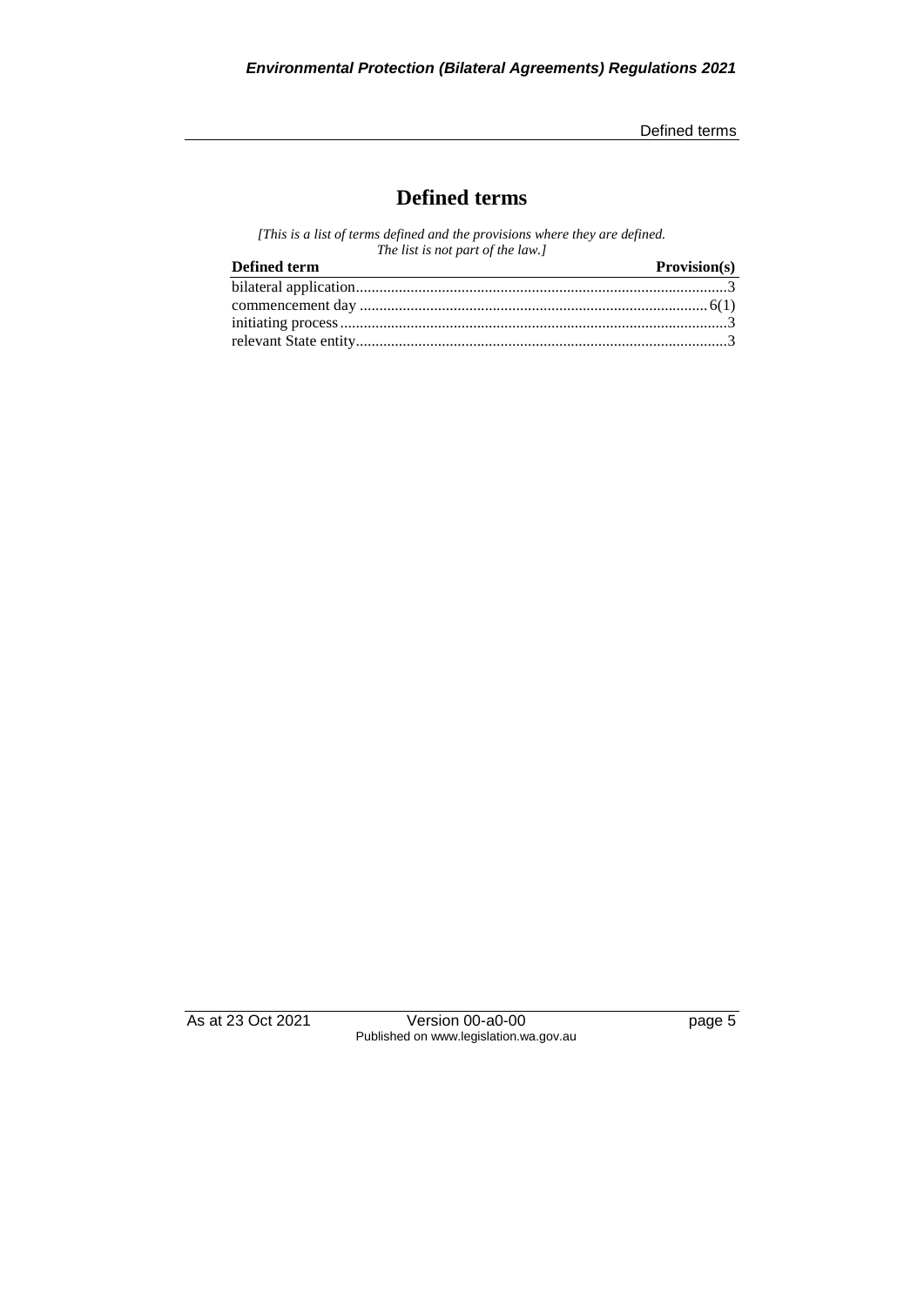# Defined terms

*[This is a list of terms defined and the provisions where they are defined. The list is not part of the law.]*

| Defined term | Provision(s) |
| --- | --- |
| bilateral application | 3 |
| commencement day | 6(1) |
| initiating process | 3 |
| relevant State entity | 3 |